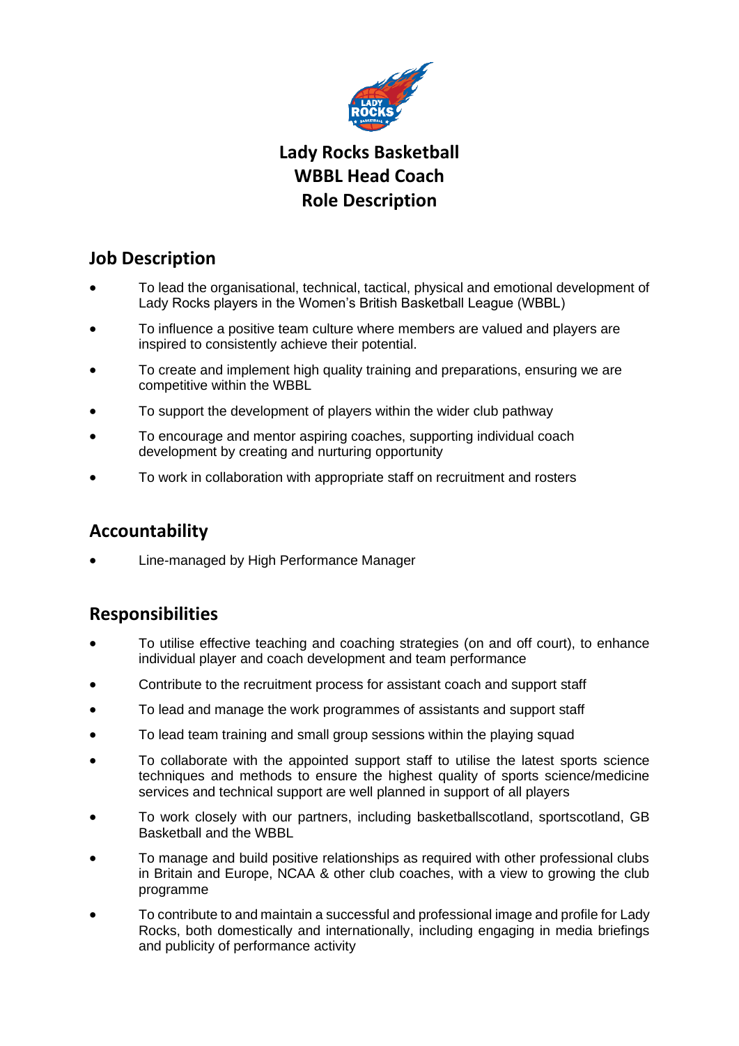# Lady Rocks Basketball
# WBBL Head Coach
# Role Description

## Job Description

- To lead the organisational, technical, tactical, physical and emotional development of Lady Rocks players in the Women's British Basketball League (WBBL)
- To influence a positive team culture where members are valued and players are inspired to consistently achieve their potential.
- To create and implement high quality training and preparations, ensuring we are competitive within the WBBL
- To support the development of players within the wider club pathway
- To encourage and mentor aspiring coaches, supporting individual coach development by creating and nurturing opportunity
- To work in collaboration with appropriate staff on recruitment and rosters

## Accountability

- Line-managed by High Performance Manager

## Responsibilities

- To utilise effective teaching and coaching strategies (on and off court), to enhance individual player and coach development and team performance
- Contribute to the recruitment process for assistant coach and support staff
- To lead and manage the work programmes of assistants and support staff
- To lead team training and small group sessions within the playing squad
- To collaborate with the appointed support staff to utilise the latest sports science techniques and methods to ensure the highest quality of sports science/medicine services and technical support are well planned in support of all players
- To work closely with our partners, including basketballscotland, sportscotland, GB Basketball and the WBBL
- To manage and build positive relationships as required with other professional clubs in Britain and Europe, NCAA & other club coaches, with a view to growing the club programme
- To contribute to and maintain a successful and professional image and profile for Lady Rocks, both domestically and internationally, including engaging in media briefings and publicity of performance activity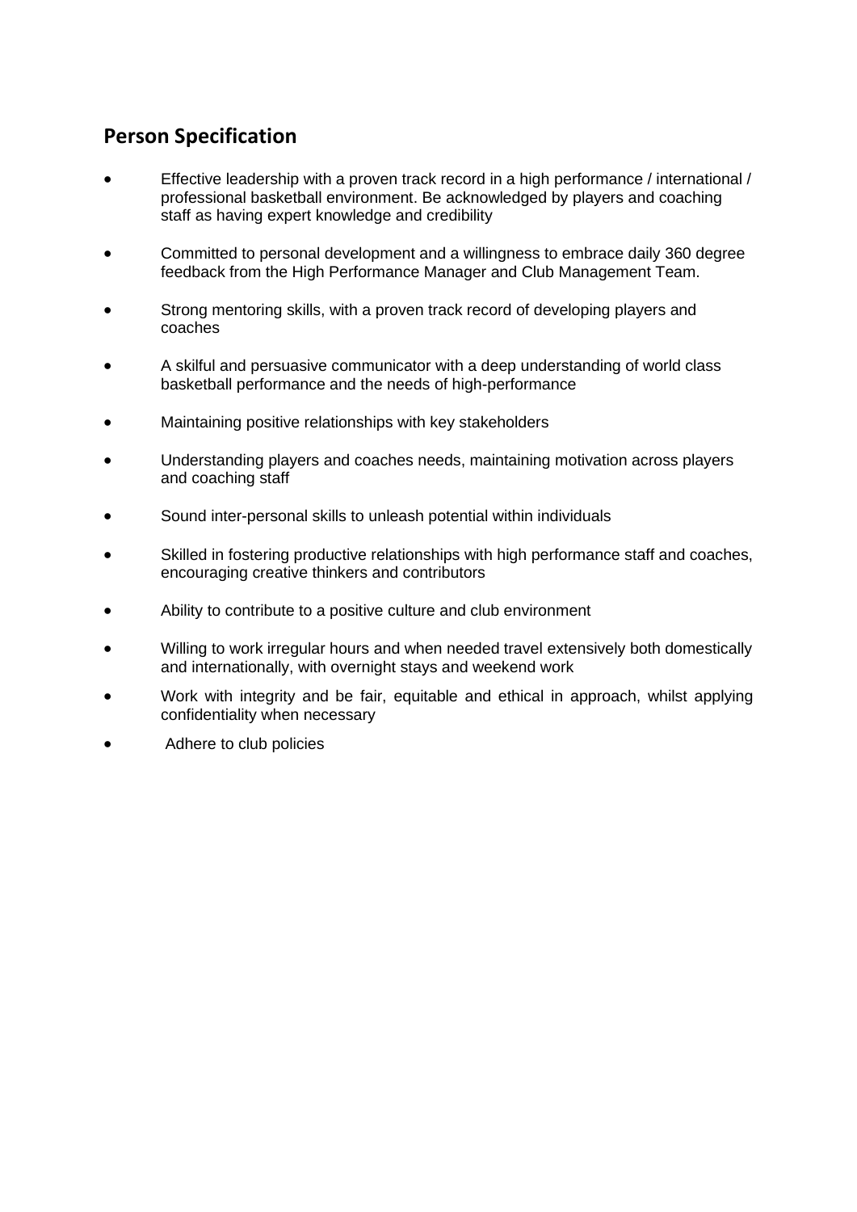## Person Specification

- Effective leadership with a proven track record in a high performance / international / professional basketball environment. Be acknowledged by players and coaching staff as having expert knowledge and credibility
- Committed to personal development and a willingness to embrace daily 360 degree feedback from the High Performance Manager and Club Management Team.
- Strong mentoring skills, with a proven track record of developing players and coaches
- A skilful and persuasive communicator with a deep understanding of world class basketball performance and the needs of high-performance
- Maintaining positive relationships with key stakeholders
- Understanding players and coaches needs, maintaining motivation across players and coaching staff
- Sound inter-personal skills to unleash potential within individuals
- Skilled in fostering productive relationships with high performance staff and coaches, encouraging creative thinkers and contributors
- Ability to contribute to a positive culture and club environment
- Willing to work irregular hours and when needed travel extensively both domestically and internationally, with overnight stays and weekend work
- Work with integrity and be fair, equitable and ethical in approach, whilst applying confidentiality when necessary
- Adhere to club policies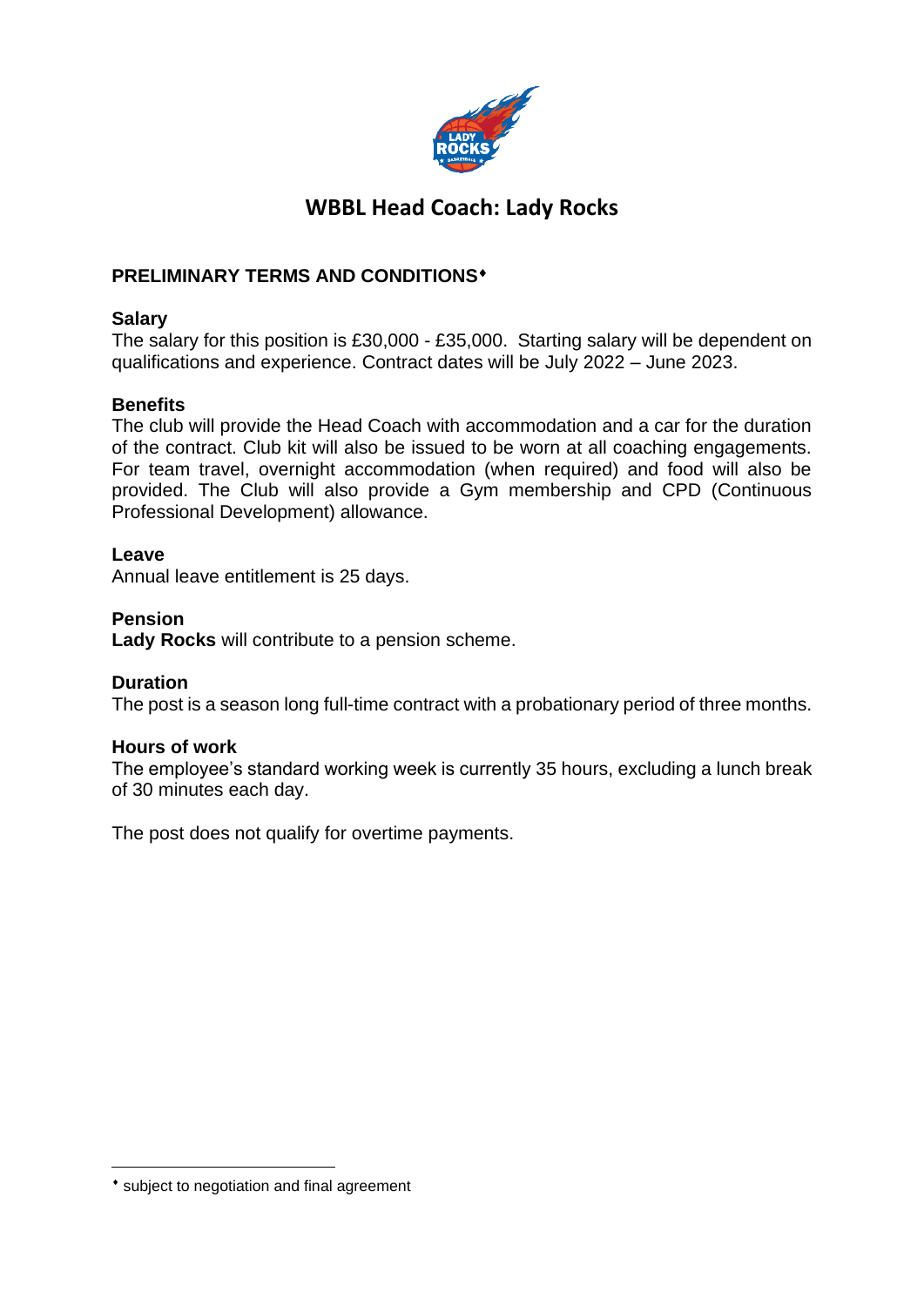# WBBL Head Coach: Lady Rocks

## PRELIMINARY TERMS AND CONDITIONS[♦]

**Salary**
The salary for this position is £30,000 - £35,000. Starting salary will be dependent on qualifications and experience. Contract dates will be July 2022 – June 2023.

**Benefits**
The club will provide the Head Coach with accommodation and a car for the duration of the contract. Club kit will also be issued to be worn at all coaching engagements. For team travel, overnight accommodation (when required) and food will also be provided. The Club will also provide a Gym membership and CPD (Continuous Professional Development) allowance.

**Leave**
Annual leave entitlement is 25 days.

**Pension**
**Lady Rocks** will contribute to a pension scheme.

**Duration**
The post is a season long full-time contract with a probationary period of three months.

**Hours of work**
The employee's standard working week is currently 35 hours, excluding a lunch break of 30 minutes each day.

The post does not qualify for overtime payments.

---

[♦] subject to negotiation and final agreement